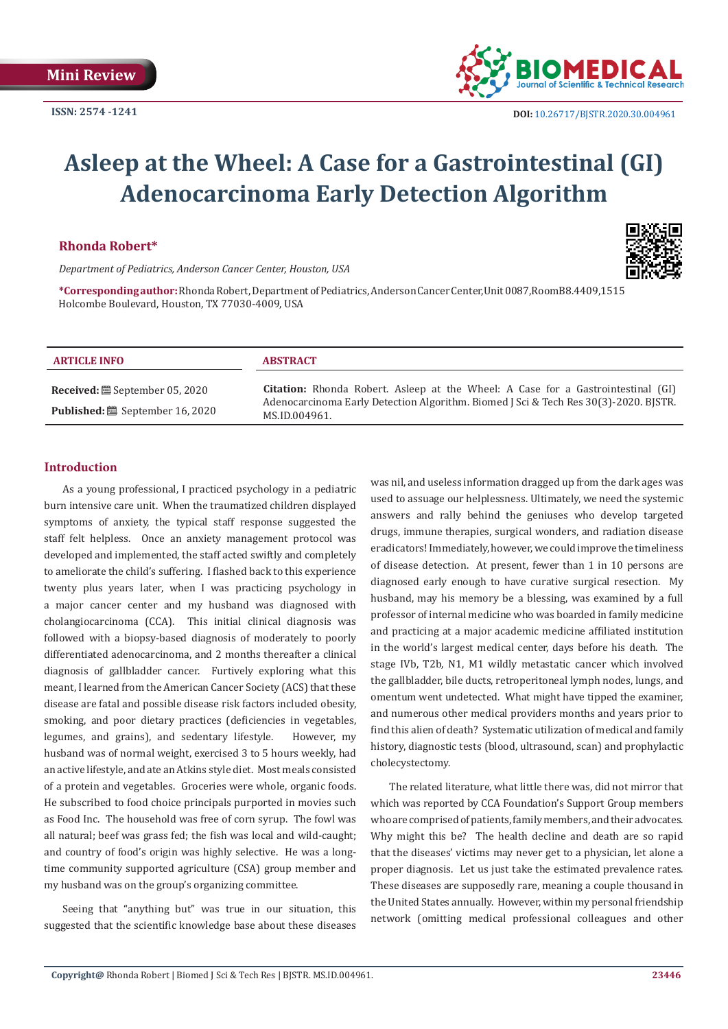Mini Review

ISSN: 2574 -1241

DOI: 10.26717/BJSTR.2020.30.004961

# Asleep at the Wheel: A Case for a Gastrointestinal (GI) Adenocarcinoma Early Detection Algorithm

**Rhonda Robert***

*Department of Pediatrics, Anderson Cancer Center, Houston, USA*

**\*Corresponding author:** Rhonda Robert, Department of Pediatrics, Anderson Cancer Center, Unit 0087, Room B8.4409, 1515 Holcombe Boulevard, Houston, TX 77030-4009, USA

| ARTICLE INFO | ABSTRACT |
|---|---|
| **Received:** September 05, 2020<br>**Published:** September 16, 2020 | **Citation:** Rhonda Robert. Asleep at the Wheel: A Case for a Gastrointestinal (GI) Adenocarcinoma Early Detection Algorithm. Biomed J Sci & Tech Res 30(3)-2020. BJSTR. MS.ID.004961. |

## Introduction

As a young professional, I practiced psychology in a pediatric burn intensive care unit. When the traumatized children displayed symptoms of anxiety, the typical staff response suggested the staff felt helpless. Once an anxiety management protocol was developed and implemented, the staff acted swiftly and completely to ameliorate the child's suffering. I flashed back to this experience twenty plus years later, when I was practicing psychology in a major cancer center and my husband was diagnosed with cholangiocarcinoma (CCA). This initial clinical diagnosis was followed with a biopsy-based diagnosis of moderately to poorly differentiated adenocarcinoma, and 2 months thereafter a clinical diagnosis of gallbladder cancer. Furtively exploring what this meant, I learned from the American Cancer Society (ACS) that these disease are fatal and possible disease risk factors included obesity, smoking, and poor dietary practices (deficiencies in vegetables, legumes, and grains), and sedentary lifestyle. However, my husband was of normal weight, exercised 3 to 5 hours weekly, had an active lifestyle, and ate an Atkins style diet. Most meals consisted of a protein and vegetables. Groceries were whole, organic foods. He subscribed to food choice principals purported in movies such as Food Inc. The household was free of corn syrup. The fowl was all natural; beef was grass fed; the fish was local and wild-caught; and country of food's origin was highly selective. He was a long-time community supported agriculture (CSA) group member and my husband was on the group's organizing committee.

Seeing that "anything but" was true in our situation, this suggested that the scientific knowledge base about these diseases was nil, and useless information dragged up from the dark ages was used to assuage our helplessness. Ultimately, we need the systemic answers and rally behind the geniuses who develop targeted drugs, immune therapies, surgical wonders, and radiation disease eradicators! Immediately, however, we could improve the timeliness of disease detection. At present, fewer than 1 in 10 persons are diagnosed early enough to have curative surgical resection. My husband, may his memory be a blessing, was examined by a full professor of internal medicine who was boarded in family medicine and practicing at a major academic medicine affiliated institution in the world's largest medical center, days before his death. The stage IVb, T2b, N1, M1 wildly metastatic cancer which involved the gallbladder, bile ducts, retroperitoneal lymph nodes, lungs, and omentum went undetected. What might have tipped the examiner, and numerous other medical providers months and years prior to find this alien of death? Systematic utilization of medical and family history, diagnostic tests (blood, ultrasound, scan) and prophylactic cholecystectomy.

The related literature, what little there was, did not mirror that which was reported by CCA Foundation's Support Group members who are comprised of patients, family members, and their advocates. Why might this be? The health decline and death are so rapid that the diseases' victims may never get to a physician, let alone a proper diagnosis. Let us just take the estimated prevalence rates. These diseases are supposedly rare, meaning a couple thousand in the United States annually. However, within my personal friendship network (omitting medical professional colleagues and other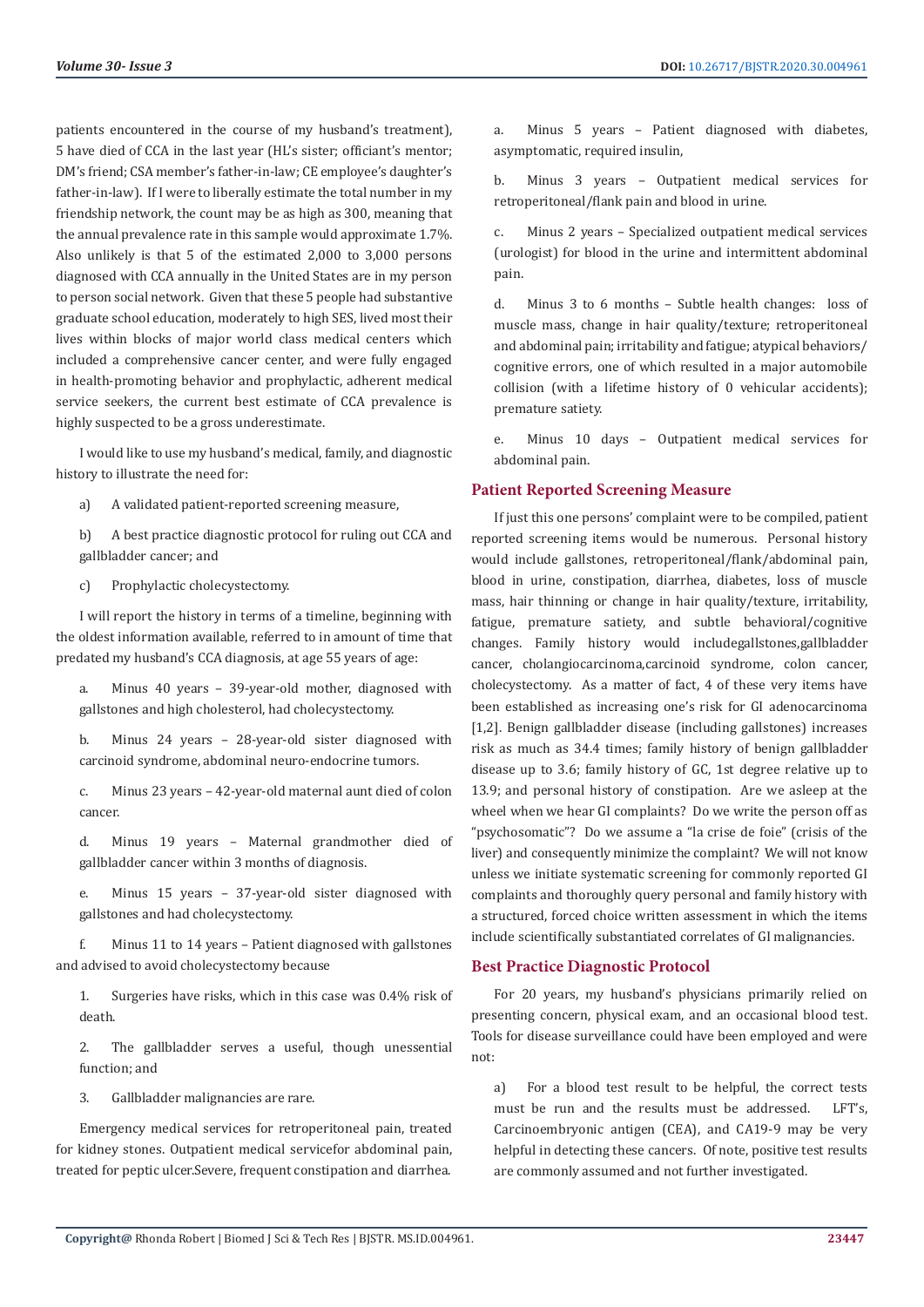patients encountered in the course of my husband's treatment), 5 have died of CCA in the last year (HL's sister; officiant's mentor; DM's friend; CSA member's father-in-law; CE employee's daughter's father-in-law). If I were to liberally estimate the total number in my friendship network, the count may be as high as 300, meaning that the annual prevalence rate in this sample would approximate 1.7%. Also unlikely is that 5 of the estimated 2,000 to 3,000 persons diagnosed with CCA annually in the United States are in my person to person social network. Given that these 5 people had substantive graduate school education, moderately to high SES, lived most their lives within blocks of major world class medical centers which included a comprehensive cancer center, and were fully engaged in health-promoting behavior and prophylactic, adherent medical service seekers, the current best estimate of CCA prevalence is highly suspected to be a gross underestimate.

I would like to use my husband's medical, family, and diagnostic history to illustrate the need for:

a) A validated patient-reported screening measure,

b) A best practice diagnostic protocol for ruling out CCA and gallbladder cancer; and

c) Prophylactic cholecystectomy.

I will report the history in terms of a timeline, beginning with the oldest information available, referred to in amount of time that predated my husband's CCA diagnosis, at age 55 years of age:

a. Minus 40 years – 39-year-old mother, diagnosed with gallstones and high cholesterol, had cholecystectomy.

b. Minus 24 years – 28-year-old sister diagnosed with carcinoid syndrome, abdominal neuro-endocrine tumors.

c. Minus 23 years – 42-year-old maternal aunt died of colon cancer.

d. Minus 19 years – Maternal grandmother died of gallbladder cancer within 3 months of diagnosis.

e. Minus 15 years – 37-year-old sister diagnosed with gallstones and had cholecystectomy.

f. Minus 11 to 14 years – Patient diagnosed with gallstones and advised to avoid cholecystectomy because

1. Surgeries have risks, which in this case was 0.4% risk of death.

2. The gallbladder serves a useful, though unessential function; and

3. Gallbladder malignancies are rare.

Emergency medical services for retroperitoneal pain, treated for kidney stones. Outpatient medical servicefor abdominal pain, treated for peptic ulcer.Severe, frequent constipation and diarrhea.

a. Minus 5 years – Patient diagnosed with diabetes, asymptomatic, required insulin,

b. Minus 3 years – Outpatient medical services for retroperitoneal/flank pain and blood in urine.

c. Minus 2 years – Specialized outpatient medical services (urologist) for blood in the urine and intermittent abdominal pain.

d. Minus 3 to 6 months – Subtle health changes: loss of muscle mass, change in hair quality/texture; retroperitoneal and abdominal pain; irritability and fatigue; atypical behaviors/cognitive errors, one of which resulted in a major automobile collision (with a lifetime history of 0 vehicular accidents); premature satiety.

e. Minus 10 days – Outpatient medical services for abdominal pain.

## Patient Reported Screening Measure

If just this one persons' complaint were to be compiled, patient reported screening items would be numerous. Personal history would include gallstones, retroperitoneal/flank/abdominal pain, blood in urine, constipation, diarrhea, diabetes, loss of muscle mass, hair thinning or change in hair quality/texture, irritability, fatigue, premature satiety, and subtle behavioral/cognitive changes. Family history would includegallstones,gallbladder cancer, cholangiocarcinoma,carcinoid syndrome, colon cancer, cholecystectomy. As a matter of fact, 4 of these very items have been established as increasing one's risk for GI adenocarcinoma [1,2]. Benign gallbladder disease (including gallstones) increases risk as much as 34.4 times; family history of benign gallbladder disease up to 3.6; family history of GC, 1st degree relative up to 13.9; and personal history of constipation. Are we asleep at the wheel when we hear GI complaints? Do we write the person off as "psychosomatic"? Do we assume a "la crise de foie" (crisis of the liver) and consequently minimize the complaint? We will not know unless we initiate systematic screening for commonly reported GI complaints and thoroughly query personal and family history with a structured, forced choice written assessment in which the items include scientifically substantiated correlates of GI malignancies.

## Best Practice Diagnostic Protocol

For 20 years, my husband's physicians primarily relied on presenting concern, physical exam, and an occasional blood test. Tools for disease surveillance could have been employed and were not:

a) For a blood test result to be helpful, the correct tests must be run and the results must be addressed. LFT's, Carcinoembryonic antigen (CEA), and CA19-9 may be very helpful in detecting these cancers. Of note, positive test results are commonly assumed and not further investigated.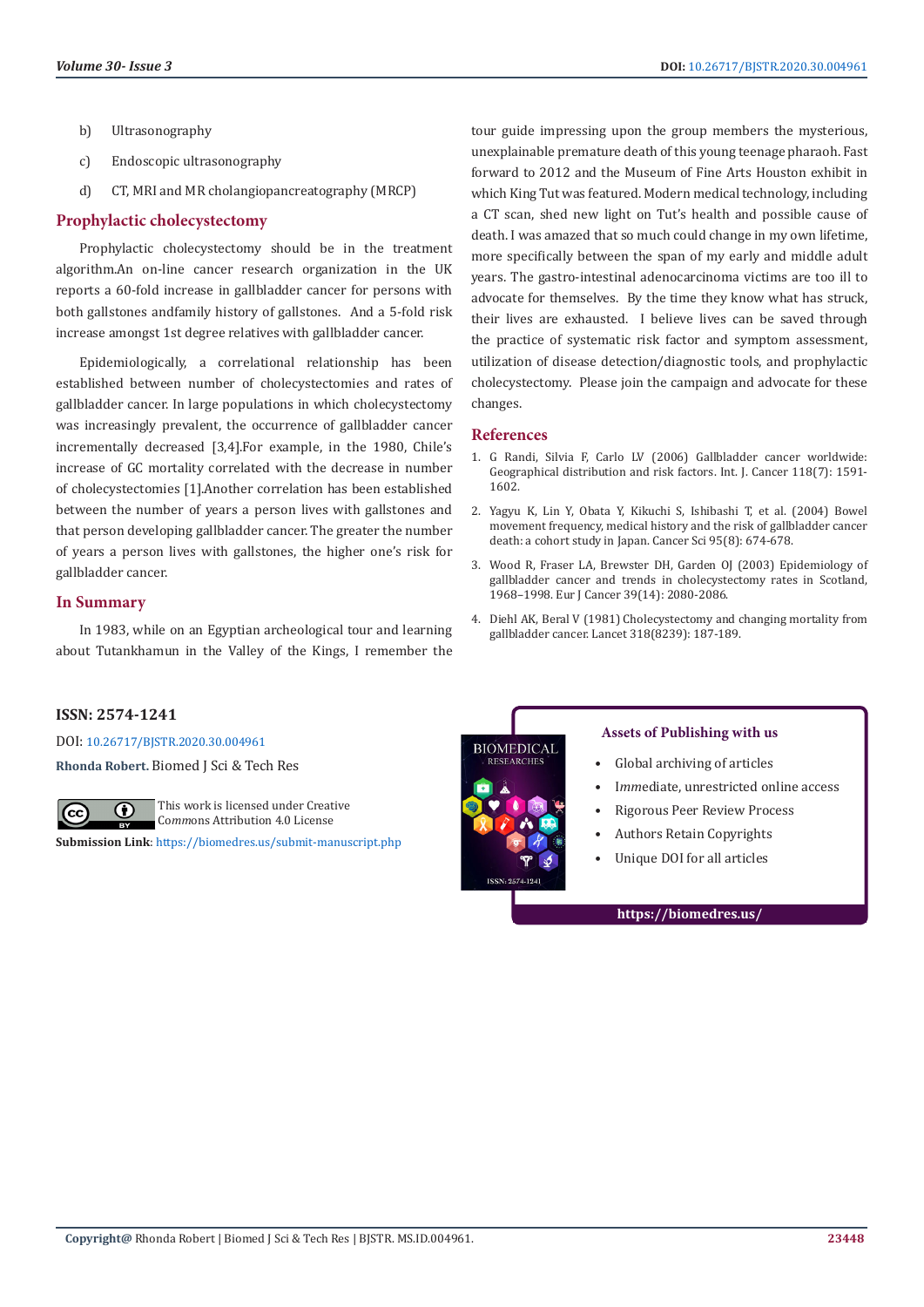b) Ultrasonography

c) Endoscopic ultrasonography

d) CT, MRI and MR cholangiopancreatography (MRCP)

## Prophylactic cholecystectomy

Prophylactic cholecystectomy should be in the treatment algorithm.An on-line cancer research organization in the UK reports a 60-fold increase in gallbladder cancer for persons with both gallstones andfamily history of gallstones. And a 5-fold risk increase amongst 1st degree relatives with gallbladder cancer.

Epidemiologically, a correlational relationship has been established between number of cholecystectomies and rates of gallbladder cancer. In large populations in which cholecystectomy was increasingly prevalent, the occurrence of gallbladder cancer incrementally decreased [3,4].For example, in the 1980, Chile's increase of GC mortality correlated with the decrease in number of cholecystectomies [1].Another correlation has been established between the number of years a person lives with gallstones and that person developing gallbladder cancer. The greater the number of years a person lives with gallstones, the higher one's risk for gallbladder cancer.

## In Summary

In 1983, while on an Egyptian archeological tour and learning about Tutankhamun in the Valley of the Kings, I remember the tour guide impressing upon the group members the mysterious, unexplainable premature death of this young teenage pharaoh. Fast forward to 2012 and the Museum of Fine Arts Houston exhibit in which King Tut was featured. Modern medical technology, including a CT scan, shed new light on Tut's health and possible cause of death. I was amazed that so much could change in my own lifetime, more specifically between the span of my early and middle adult years. The gastro-intestinal adenocarcinoma victims are too ill to advocate for themselves. By the time they know what has struck, their lives are exhausted. I believe lives can be saved through the practice of systematic risk factor and symptom assessment, utilization of disease detection/diagnostic tools, and prophylactic cholecystectomy. Please join the campaign and advocate for these changes.

## References

1. G Randi, Silvia F, Carlo LV (2006) Gallbladder cancer worldwide: Geographical distribution and risk factors. Int. J. Cancer 118(7): 1591-1602.
2. Yagyu K, Lin Y, Obata Y, Kikuchi S, Ishibashi T, et al. (2004) Bowel movement frequency, medical history and the risk of gallbladder cancer death: a cohort study in Japan. Cancer Sci 95(8): 674-678.
3. Wood R, Fraser LA, Brewster DH, Garden OJ (2003) Epidemiology of gallbladder cancer and trends in cholecystectomy rates in Scotland, 1968–1998. Eur J Cancer 39(14): 2080-2086.
4. Diehl AK, Beral V (1981) Cholecystectomy and changing mortality from gallbladder cancer. Lancet 318(8239): 187-189.

**ISSN: 2574-1241**

DOI: 10.26717/BJSTR.2020.30.004961

**Rhonda Robert.** Biomed J Sci & Tech Res

This work is licensed under Creative Commons Attribution 4.0 License

**Submission Link**: https://biomedres.us/submit-manuscript.php

**Assets of Publishing with us**

- Global archiving of articles
- Immediate, unrestricted online access
- Rigorous Peer Review Process
- Authors Retain Copyrights
- Unique DOI for all articles

**https://biomedres.us/**